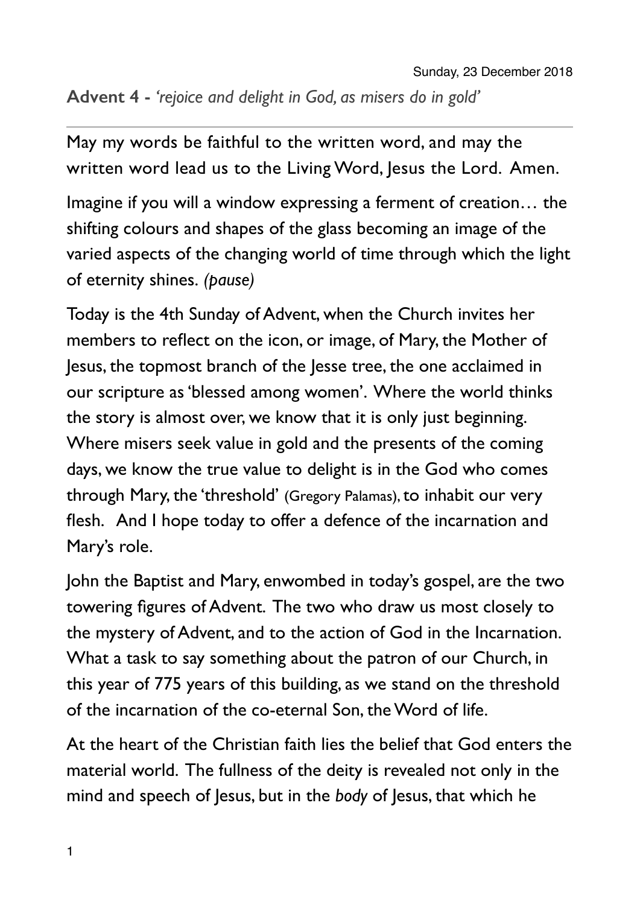Sunday, 23 December 2018

**Advent 4 -** *'rejoice and delight in God, as misers do in gold'*

---

May my words be faithful to the written word, and may the written word lead us to the Living Word, Jesus the Lord. Amen.

Imagine if you will a window expressing a ferment of creation… the shifting colours and shapes of the glass becoming an image of the varied aspects of the changing world of time through which the light of eternity shines. *(pause)*

Today is the 4th Sunday of Advent, when the Church invites her members to reflect on the icon, or image, of Mary, the Mother of Jesus, the topmost branch of the Jesse tree, the one acclaimed in our scripture as 'blessed among women'. Where the world thinks the story is almost over, we know that it is only just beginning. Where misers seek value in gold and the presents of the coming days, we know the true value to delight is in the God who comes through Mary, the 'threshold' (Gregory Palamas), to inhabit our very flesh. And I hope today to offer a defence of the incarnation and Mary's role.

John the Baptist and Mary, enwombed in today's gospel, are the two towering figures of Advent. The two who draw us most closely to the mystery of Advent, and to the action of God in the Incarnation. What a task to say something about the patron of our Church, in this year of 775 years of this building, as we stand on the threshold of the incarnation of the co-eternal Son, the Word of life.

At the heart of the Christian faith lies the belief that God enters the material world. The fullness of the deity is revealed not only in the mind and speech of Jesus, but in the *body* of Jesus, that which he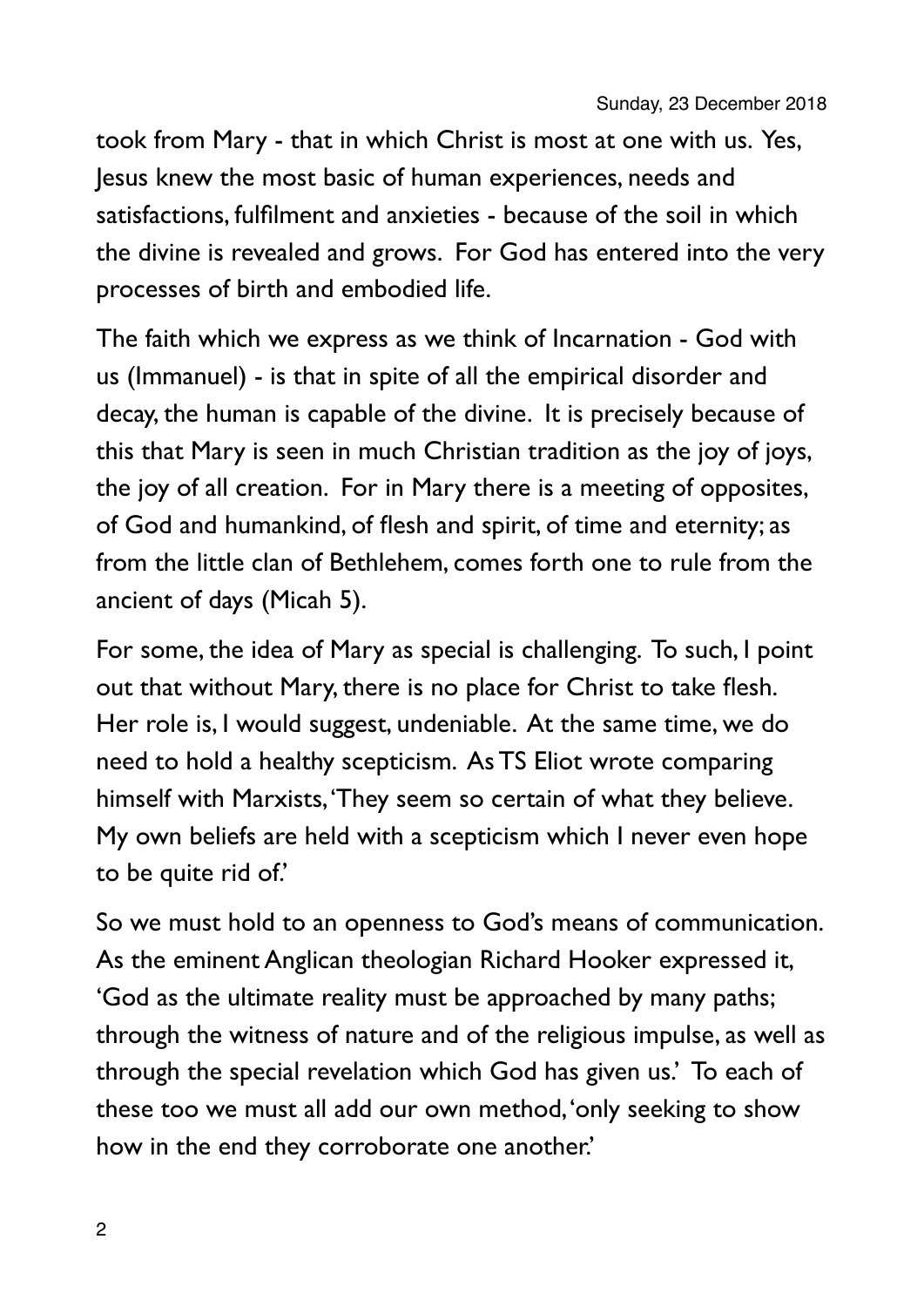took from Mary - that in which Christ is most at one with us. Yes, Jesus knew the most basic of human experiences, needs and satisfactions, fulfilment and anxieties - because of the soil in which the divine is revealed and grows. For God has entered into the very processes of birth and embodied life.

The faith which we express as we think of Incarnation - God with us (Immanuel) - is that in spite of all the empirical disorder and decay, the human is capable of the divine. It is precisely because of this that Mary is seen in much Christian tradition as the joy of joys, the joy of all creation. For in Mary there is a meeting of opposites, of God and humankind, of flesh and spirit, of time and eternity; as from the little clan of Bethlehem, comes forth one to rule from the ancient of days (Micah 5).

For some, the idea of Mary as special is challenging. To such, I point out that without Mary, there is no place for Christ to take flesh. Her role is, I would suggest, undeniable. At the same time, we do need to hold a healthy scepticism. As TS Eliot wrote comparing himself with Marxists, 'They seem so certain of what they believe. My own beliefs are held with a scepticism which I never even hope to be quite rid of.'

So we must hold to an openness to God's means of communication. As the eminent Anglican theologian Richard Hooker expressed it, 'God as the ultimate reality must be approached by many paths; through the witness of nature and of the religious impulse, as well as through the special revelation which God has given us.' To each of these too we must all add our own method, 'only seeking to show how in the end they corroborate one another.'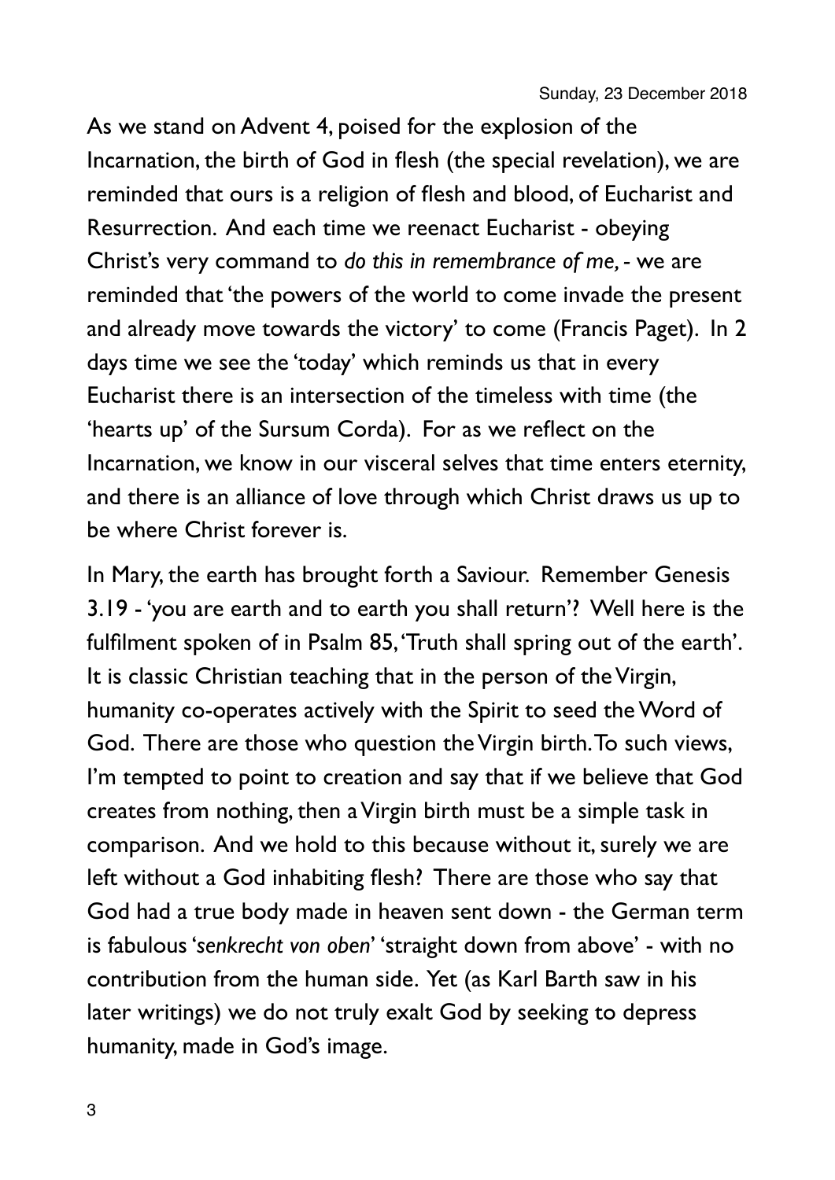Sunday, 23 December 2018

As we stand on Advent 4, poised for the explosion of the Incarnation, the birth of God in flesh (the special revelation), we are reminded that ours is a religion of flesh and blood, of Eucharist and Resurrection. And each time we reenact Eucharist - obeying Christ's very command to *do this in remembrance of me,* - we are reminded that 'the powers of the world to come invade the present and already move towards the victory' to come (Francis Paget). In 2 days time we see the 'today' which reminds us that in every Eucharist there is an intersection of the timeless with time (the 'hearts up' of the Sursum Corda). For as we reflect on the Incarnation, we know in our visceral selves that time enters eternity, and there is an alliance of love through which Christ draws us up to be where Christ forever is.

In Mary, the earth has brought forth a Saviour. Remember Genesis 3.19 - 'you are earth and to earth you shall return'? Well here is the fulfilment spoken of in Psalm 85, 'Truth shall spring out of the earth'. It is classic Christian teaching that in the person of the Virgin, humanity co-operates actively with the Spirit to seed the Word of God. There are those who question the Virgin birth. To such views, I'm tempted to point to creation and say that if we believe that God creates from nothing, then a Virgin birth must be a simple task in comparison. And we hold to this because without it, surely we are left without a God inhabiting flesh? There are those who say that God had a true body made in heaven sent down - the German term is fabulous '*senkrecht von oben*' 'straight down from above' - with no contribution from the human side. Yet (as Karl Barth saw in his later writings) we do not truly exalt God by seeking to depress humanity, made in God's image.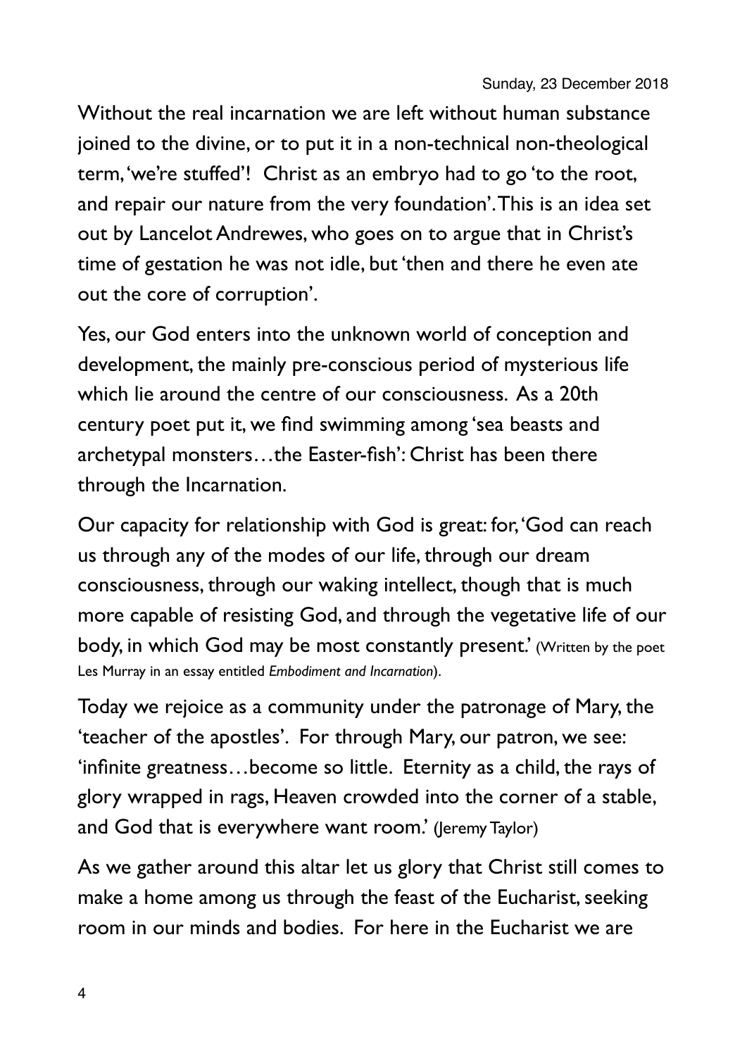Sunday, 23 December 2018

Without the real incarnation we are left without human substance joined to the divine, or to put it in a non-technical non-theological term, 'we're stuffed'! Christ as an embryo had to go 'to the root, and repair our nature from the very foundation'. This is an idea set out by Lancelot Andrewes, who goes on to argue that in Christ's time of gestation he was not idle, but 'then and there he even ate out the core of corruption'.

Yes, our God enters into the unknown world of conception and development, the mainly pre-conscious period of mysterious life which lie around the centre of our consciousness. As a 20th century poet put it, we find swimming among 'sea beasts and archetypal monsters…the Easter-fish': Christ has been there through the Incarnation.

Our capacity for relationship with God is great: for, 'God can reach us through any of the modes of our life, through our dream consciousness, through our waking intellect, though that is much more capable of resisting God, and through the vegetative life of our body, in which God may be most constantly present.' (Written by the poet Les Murray in an essay entitled *Embodiment and Incarnation*).

Today we rejoice as a community under the patronage of Mary, the 'teacher of the apostles'. For through Mary, our patron, we see: 'infinite greatness…become so little. Eternity as a child, the rays of glory wrapped in rags, Heaven crowded into the corner of a stable, and God that is everywhere want room.' (Jeremy Taylor)

As we gather around this altar let us glory that Christ still comes to make a home among us through the feast of the Eucharist, seeking room in our minds and bodies. For here in the Eucharist we are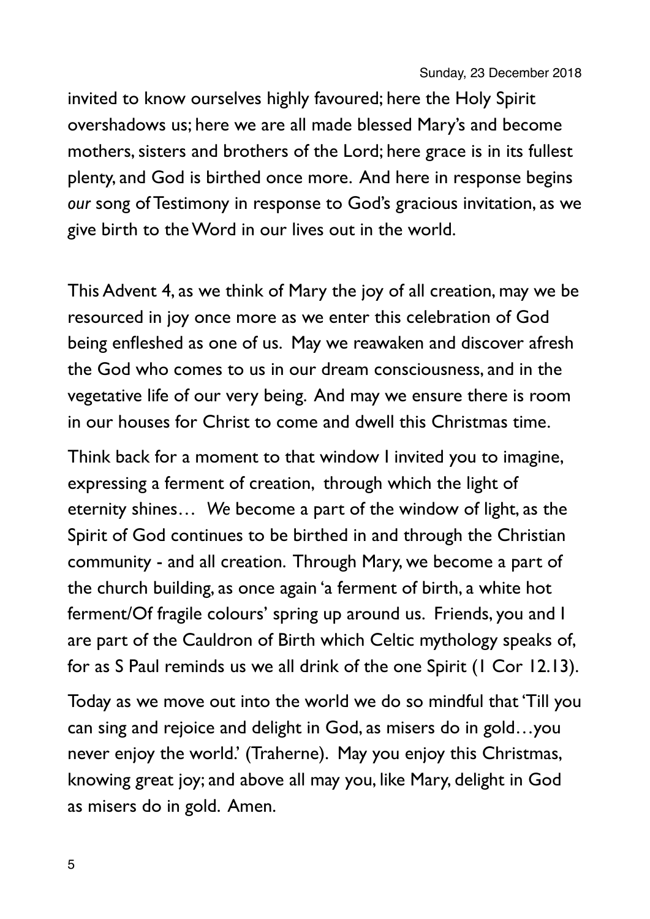invited to know ourselves highly favoured; here the Holy Spirit overshadows us; here we are all made blessed Mary's and become mothers, sisters and brothers of the Lord; here grace is in its fullest plenty, and God is birthed once more. And here in response begins *our* song of Testimony in response to God's gracious invitation, as we give birth to the Word in our lives out in the world.

This Advent 4, as we think of Mary the joy of all creation, may we be resourced in joy once more as we enter this celebration of God being enfleshed as one of us. May we reawaken and discover afresh the God who comes to us in our dream consciousness, and in the vegetative life of our very being. And may we ensure there is room in our houses for Christ to come and dwell this Christmas time.

Think back for a moment to that window I invited you to imagine, expressing a ferment of creation, through which the light of eternity shines… *We* become a part of the window of light, as the Spirit of God continues to be birthed in and through the Christian community - and all creation. Through Mary, we become a part of the church building, as once again 'a ferment of birth, a white hot ferment/Of fragile colours' spring up around us. Friends, you and I are part of the Cauldron of Birth which Celtic mythology speaks of, for as S Paul reminds us we all drink of the one Spirit (1 Cor 12.13).

Today as we move out into the world we do so mindful that 'Till you can sing and rejoice and delight in God, as misers do in gold…you never enjoy the world.' (Traherne). May you enjoy this Christmas, knowing great joy; and above all may you, like Mary, delight in God as misers do in gold. Amen.